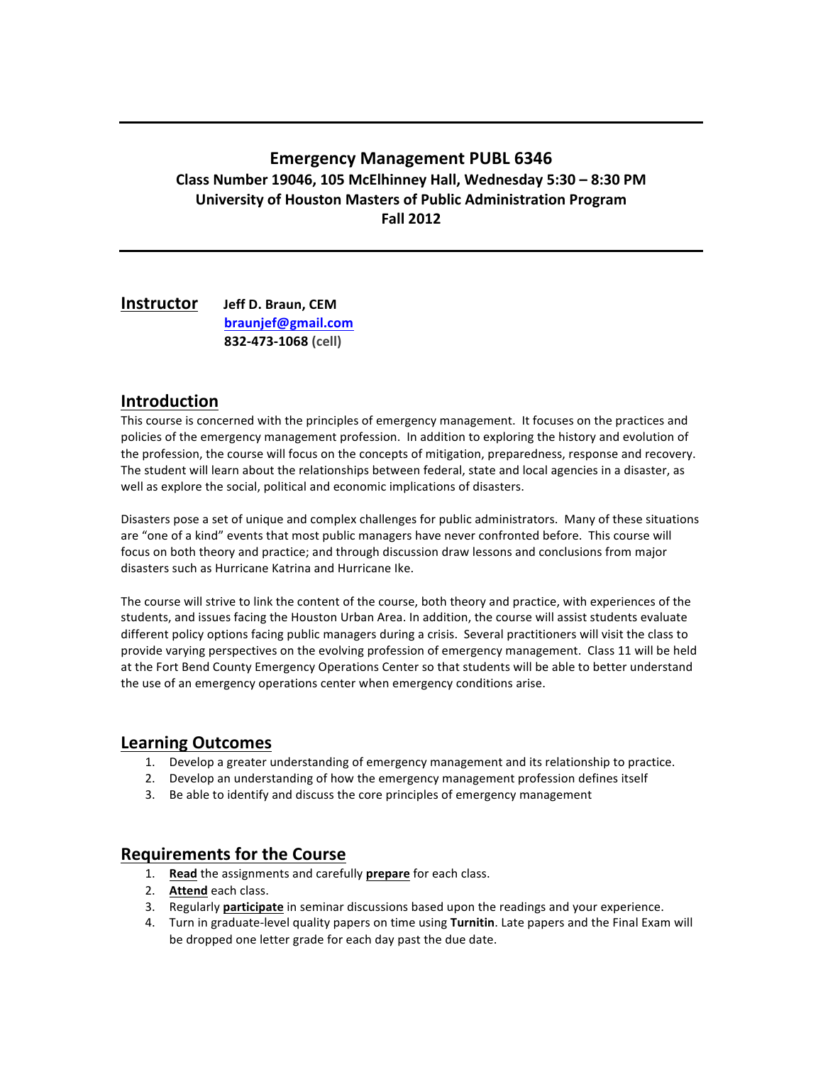# Emergency Management PUBL 6346

**Class Number 19046, 105 McElhinney Hall, Wednesday 5:30 – 8:30 PM**
**University of Houston Masters of Public Administration Program**
**Fall 2012**

## Instructor

**Jeff D. Braun, CEM**
**braunjef@gmail.com**
**832-473-1068 (cell)**

## Introduction

This course is concerned with the principles of emergency management. It focuses on the practices and policies of the emergency management profession. In addition to exploring the history and evolution of the profession, the course will focus on the concepts of mitigation, preparedness, response and recovery. The student will learn about the relationships between federal, state and local agencies in a disaster, as well as explore the social, political and economic implications of disasters.

Disasters pose a set of unique and complex challenges for public administrators. Many of these situations are "one of a kind" events that most public managers have never confronted before. This course will focus on both theory and practice; and through discussion draw lessons and conclusions from major disasters such as Hurricane Katrina and Hurricane Ike.

The course will strive to link the content of the course, both theory and practice, with experiences of the students, and issues facing the Houston Urban Area. In addition, the course will assist students evaluate different policy options facing public managers during a crisis. Several practitioners will visit the class to provide varying perspectives on the evolving profession of emergency management. Class 11 will be held at the Fort Bend County Emergency Operations Center so that students will be able to better understand the use of an emergency operations center when emergency conditions arise.

## Learning Outcomes

1. Develop a greater understanding of emergency management and its relationship to practice.
2. Develop an understanding of how the emergency management profession defines itself
3. Be able to identify and discuss the core principles of emergency management

## Requirements for the Course

1. **Read** the assignments and carefully **prepare** for each class.
2. **Attend** each class.
3. Regularly **participate** in seminar discussions based upon the readings and your experience.
4. Turn in graduate-level quality papers on time using **Turnitin**. Late papers and the Final Exam will be dropped one letter grade for each day past the due date.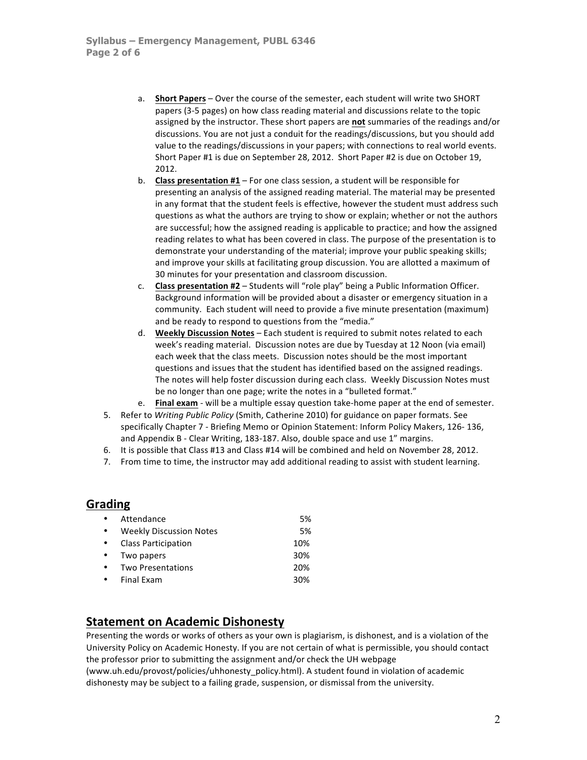a. **Short Papers** – Over the course of the semester, each student will write two SHORT papers (3-5 pages) on how class reading material and discussions relate to the topic assigned by the instructor. These short papers are **not** summaries of the readings and/or discussions. You are not just a conduit for the readings/discussions, but you should add value to the readings/discussions in your papers; with connections to real world events. Short Paper #1 is due on September 28, 2012. Short Paper #2 is due on October 19, 2012.
   b. **Class presentation #1** – For one class session, a student will be responsible for presenting an analysis of the assigned reading material. The material may be presented in any format that the student feels is effective, however the student must address such questions as what the authors are trying to show or explain; whether or not the authors are successful; how the assigned reading is applicable to practice; and how the assigned reading relates to what has been covered in class. The purpose of the presentation is to demonstrate your understanding of the material; improve your public speaking skills; and improve your skills at facilitating group discussion. You are allotted a maximum of 30 minutes for your presentation and classroom discussion.
   c. **Class presentation #2** – Students will "role play" being a Public Information Officer. Background information will be provided about a disaster or emergency situation in a community. Each student will need to provide a five minute presentation (maximum) and be ready to respond to questions from the "media."
   d. **Weekly Discussion Notes** – Each student is required to submit notes related to each week's reading material. Discussion notes are due by Tuesday at 12 Noon (via email) each week that the class meets. Discussion notes should be the most important questions and issues that the student has identified based on the assigned readings. The notes will help foster discussion during each class. Weekly Discussion Notes must be no longer than one page; write the notes in a "bulleted format."
   e. **Final exam** - will be a multiple essay question take-home paper at the end of semester.
5. Refer to *Writing Public Policy* (Smith, Catherine 2010) for guidance on paper formats. See specifically Chapter 7 - Briefing Memo or Opinion Statement: Inform Policy Makers, 126- 136, and Appendix B - Clear Writing, 183-187. Also, double space and use 1" margins.
6. It is possible that Class #13 and Class #14 will be combined and held on November 28, 2012.
7. From time to time, the instructor may add additional reading to assist with student learning.

## Grading

- Attendance 5%
- Weekly Discussion Notes 5%
- Class Participation 10%
- Two papers 30%
- Two Presentations 20%
- Final Exam 30%

## Statement on Academic Dishonesty

Presenting the words or works of others as your own is plagiarism, is dishonest, and is a violation of the University Policy on Academic Honesty. If you are not certain of what is permissible, you should contact the professor prior to submitting the assignment and/or check the UH webpage (www.uh.edu/provost/policies/uhhonesty_policy.html). A student found in violation of academic dishonesty may be subject to a failing grade, suspension, or dismissal from the university.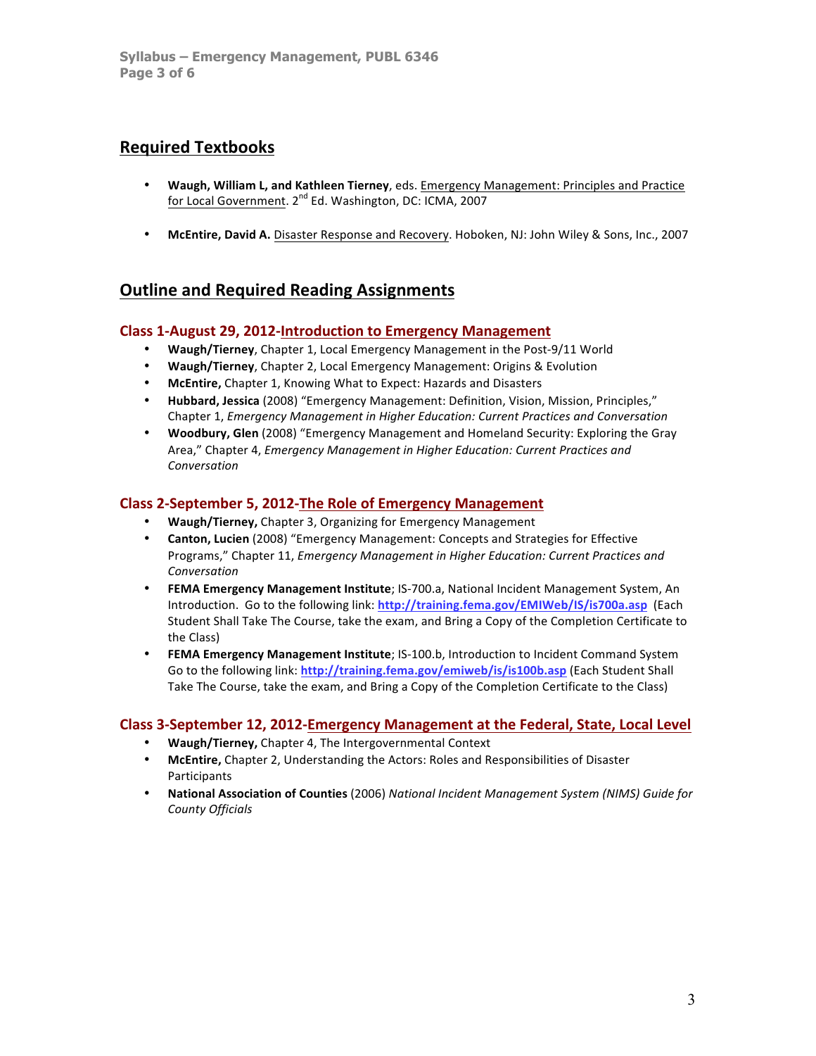## Required Textbooks

- **Waugh, William L, and Kathleen Tierney**, eds. Emergency Management: Principles and Practice for Local Government. 2nd Ed. Washington, DC: ICMA, 2007
- **McEntire, David A.** Disaster Response and Recovery. Hoboken, NJ: John Wiley & Sons, Inc., 2007

## Outline and Required Reading Assignments

### Class 1-August 29, 2012-Introduction to Emergency Management

- **Waugh/Tierney**, Chapter 1, Local Emergency Management in the Post-9/11 World
- **Waugh/Tierney**, Chapter 2, Local Emergency Management: Origins & Evolution
- **McEntire,** Chapter 1, Knowing What to Expect: Hazards and Disasters
- **Hubbard, Jessica** (2008) "Emergency Management: Definition, Vision, Mission, Principles," Chapter 1, *Emergency Management in Higher Education: Current Practices and Conversation*
- **Woodbury, Glen** (2008) "Emergency Management and Homeland Security: Exploring the Gray Area," Chapter 4, *Emergency Management in Higher Education: Current Practices and Conversation*

### Class 2-September 5, 2012-The Role of Emergency Management

- **Waugh/Tierney,** Chapter 3, Organizing for Emergency Management
- **Canton, Lucien** (2008) "Emergency Management: Concepts and Strategies for Effective Programs," Chapter 11, *Emergency Management in Higher Education: Current Practices and Conversation*
- **FEMA Emergency Management Institute**; IS-700.a, National Incident Management System, An Introduction. Go to the following link: **http://training.fema.gov/EMIWeb/IS/is700a.asp** (Each Student Shall Take The Course, take the exam, and Bring a Copy of the Completion Certificate to the Class)
- **FEMA Emergency Management Institute**; IS-100.b, Introduction to Incident Command System Go to the following link: **http://training.fema.gov/emiweb/is/is100b.asp** (Each Student Shall Take The Course, take the exam, and Bring a Copy of the Completion Certificate to the Class)

### Class 3-September 12, 2012-Emergency Management at the Federal, State, Local Level

- **Waugh/Tierney,** Chapter 4, The Intergovernmental Context
- **McEntire,** Chapter 2, Understanding the Actors: Roles and Responsibilities of Disaster Participants
- **National Association of Counties** (2006) *National Incident Management System (NIMS) Guide for County Officials*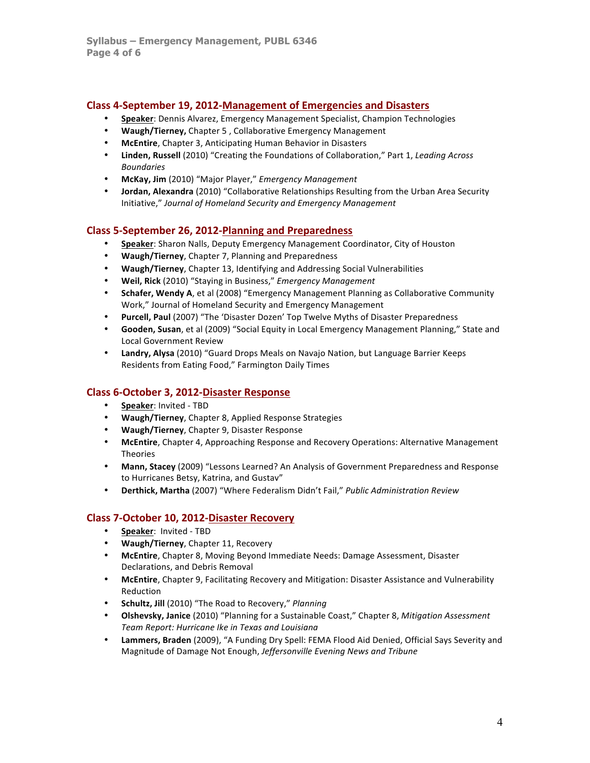## Class 4-September 19, 2012-Management of Emergencies and Disasters

- **Speaker**: Dennis Alvarez, Emergency Management Specialist, Champion Technologies
- **Waugh/Tierney,** Chapter 5 , Collaborative Emergency Management
- **McEntire**, Chapter 3, Anticipating Human Behavior in Disasters
- **Linden, Russell** (2010) "Creating the Foundations of Collaboration," Part 1, *Leading Across Boundaries*
- **McKay, Jim** (2010) "Major Player," *Emergency Management*
- **Jordan, Alexandra** (2010) "Collaborative Relationships Resulting from the Urban Area Security Initiative," *Journal of Homeland Security and Emergency Management*

## Class 5-September 26, 2012-Planning and Preparedness

- **Speaker**: Sharon Nalls, Deputy Emergency Management Coordinator, City of Houston
- **Waugh/Tierney**, Chapter 7, Planning and Preparedness
- **Waugh/Tierney**, Chapter 13, Identifying and Addressing Social Vulnerabilities
- **Weil, Rick** (2010) "Staying in Business," *Emergency Management*
- **Schafer, Wendy A**, et al (2008) "Emergency Management Planning as Collaborative Community Work," Journal of Homeland Security and Emergency Management
- **Purcell, Paul** (2007) "The 'Disaster Dozen' Top Twelve Myths of Disaster Preparedness
- **Gooden, Susan**, et al (2009) "Social Equity in Local Emergency Management Planning," State and Local Government Review
- **Landry, Alysa** (2010) "Guard Drops Meals on Navajo Nation, but Language Barrier Keeps Residents from Eating Food," Farmington Daily Times

## Class 6-October 3, 2012-Disaster Response

- **Speaker**: Invited - TBD
- **Waugh/Tierney**, Chapter 8, Applied Response Strategies
- **Waugh/Tierney**, Chapter 9, Disaster Response
- **McEntire**, Chapter 4, Approaching Response and Recovery Operations: Alternative Management Theories
- **Mann, Stacey** (2009) "Lessons Learned? An Analysis of Government Preparedness and Response to Hurricanes Betsy, Katrina, and Gustav"
- **Derthick, Martha** (2007) "Where Federalism Didn't Fail," *Public Administration Review*

## Class 7-October 10, 2012-Disaster Recovery

- **Speaker**: Invited - TBD
- **Waugh/Tierney**, Chapter 11, Recovery
- **McEntire**, Chapter 8, Moving Beyond Immediate Needs: Damage Assessment, Disaster Declarations, and Debris Removal
- **McEntire**, Chapter 9, Facilitating Recovery and Mitigation: Disaster Assistance and Vulnerability Reduction
- **Schultz, Jill** (2010) "The Road to Recovery," *Planning*
- **Olshevsky, Janice** (2010) "Planning for a Sustainable Coast," Chapter 8, *Mitigation Assessment Team Report: Hurricane Ike in Texas and Louisiana*
- **Lammers, Braden** (2009), "A Funding Dry Spell: FEMA Flood Aid Denied, Official Says Severity and Magnitude of Damage Not Enough, *Jeffersonville Evening News and Tribune*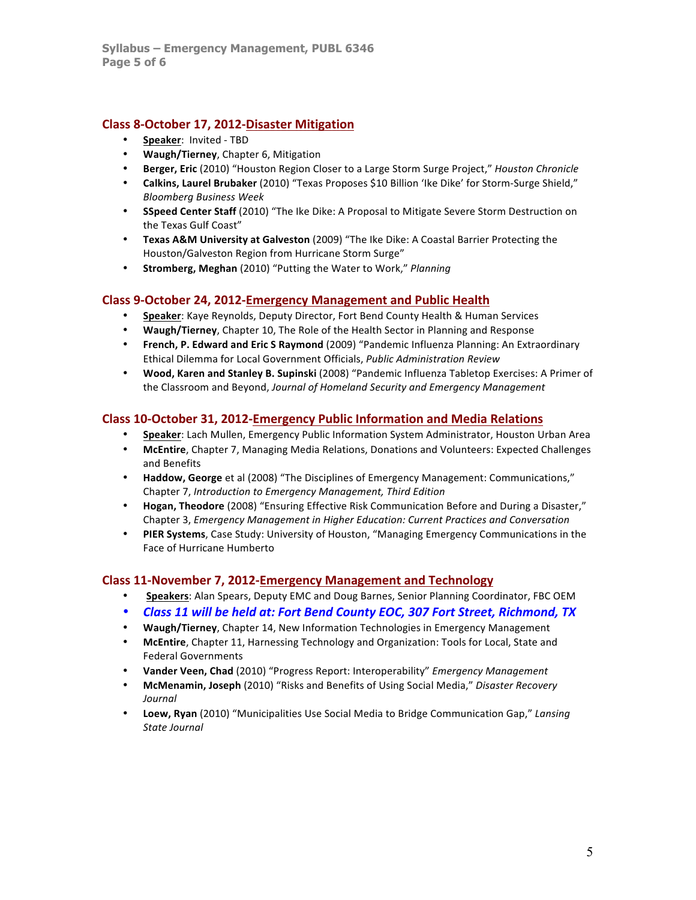## Class 8-October 17, 2012-Disaster Mitigation

- **Speaker**: Invited - TBD
- **Waugh/Tierney**, Chapter 6, Mitigation
- **Berger, Eric** (2010) "Houston Region Closer to a Large Storm Surge Project," *Houston Chronicle*
- **Calkins, Laurel Brubaker** (2010) "Texas Proposes $10 Billion 'Ike Dike' for Storm-Surge Shield," *Bloomberg Business Week*
- **SSpeed Center Staff** (2010) "The Ike Dike: A Proposal to Mitigate Severe Storm Destruction on the Texas Gulf Coast"
- **Texas A&M University at Galveston** (2009) "The Ike Dike: A Coastal Barrier Protecting the Houston/Galveston Region from Hurricane Storm Surge"
- **Stromberg, Meghan** (2010) "Putting the Water to Work," *Planning*

## Class 9-October 24, 2012-Emergency Management and Public Health

- **Speaker**: Kaye Reynolds, Deputy Director, Fort Bend County Health & Human Services
- **Waugh/Tierney**, Chapter 10, The Role of the Health Sector in Planning and Response
- **French, P. Edward and Eric S Raymond** (2009) "Pandemic Influenza Planning: An Extraordinary Ethical Dilemma for Local Government Officials, *Public Administration Review*
- **Wood, Karen and Stanley B. Supinski** (2008) "Pandemic Influenza Tabletop Exercises: A Primer of the Classroom and Beyond, *Journal of Homeland Security and Emergency Management*

## Class 10-October 31, 2012-Emergency Public Information and Media Relations

- **Speaker**: Lach Mullen, Emergency Public Information System Administrator, Houston Urban Area
- **McEntire**, Chapter 7, Managing Media Relations, Donations and Volunteers: Expected Challenges and Benefits
- **Haddow, George** et al (2008) "The Disciplines of Emergency Management: Communications," Chapter 7, *Introduction to Emergency Management, Third Edition*
- **Hogan, Theodore** (2008) "Ensuring Effective Risk Communication Before and During a Disaster," Chapter 3, *Emergency Management in Higher Education: Current Practices and Conversation*
- **PIER Systems**, Case Study: University of Houston, "Managing Emergency Communications in the Face of Hurricane Humberto

## Class 11-November 7, 2012-Emergency Management and Technology

- **Speakers**: Alan Spears, Deputy EMC and Doug Barnes, Senior Planning Coordinator, FBC OEM
- ***Class 11 will be held at: Fort Bend County EOC, 307 Fort Street, Richmond, TX***
- **Waugh/Tierney**, Chapter 14, New Information Technologies in Emergency Management
- **McEntire**, Chapter 11, Harnessing Technology and Organization: Tools for Local, State and Federal Governments
- **Vander Veen, Chad** (2010) "Progress Report: Interoperability" *Emergency Management*
- **McMenamin, Joseph** (2010) "Risks and Benefits of Using Social Media," *Disaster Recovery Journal*
- **Loew, Ryan** (2010) "Municipalities Use Social Media to Bridge Communication Gap," *Lansing State Journal*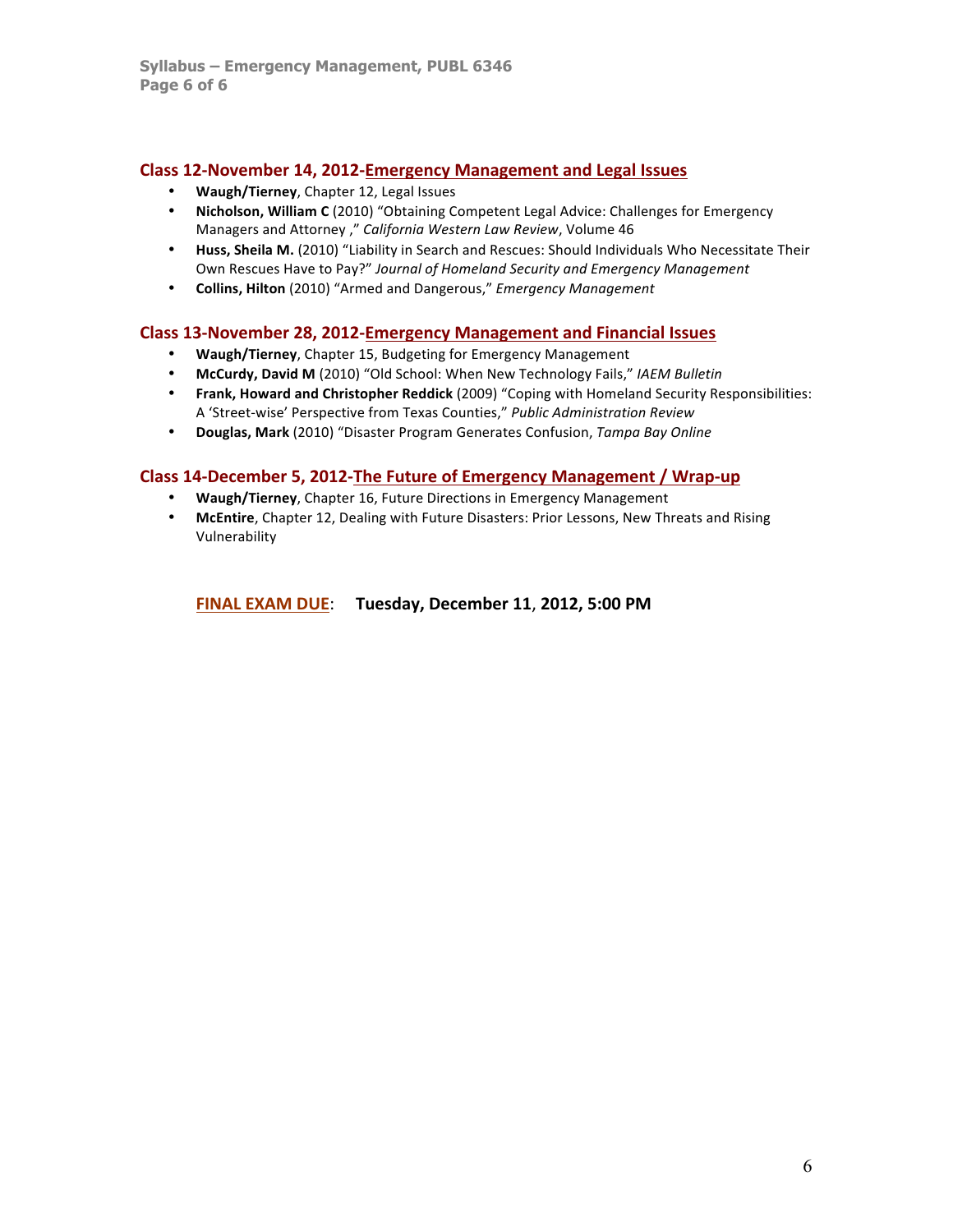## Class 12-November 14, 2012-Emergency Management and Legal Issues

- **Waugh/Tierney**, Chapter 12, Legal Issues
- **Nicholson, William C** (2010) "Obtaining Competent Legal Advice: Challenges for Emergency Managers and Attorney ," *California Western Law Review*, Volume 46
- **Huss, Sheila M.** (2010) "Liability in Search and Rescues: Should Individuals Who Necessitate Their Own Rescues Have to Pay?" *Journal of Homeland Security and Emergency Management*
- **Collins, Hilton** (2010) "Armed and Dangerous," *Emergency Management*

## Class 13-November 28, 2012-Emergency Management and Financial Issues

- **Waugh/Tierney**, Chapter 15, Budgeting for Emergency Management
- **McCurdy, David M** (2010) "Old School: When New Technology Fails," *IAEM Bulletin*
- **Frank, Howard and Christopher Reddick** (2009) "Coping with Homeland Security Responsibilities: A 'Street-wise' Perspective from Texas Counties," *Public Administration Review*
- **Douglas, Mark** (2010) "Disaster Program Generates Confusion, *Tampa Bay Online*

## Class 14-December 5, 2012-The Future of Emergency Management / Wrap-up

- **Waugh/Tierney**, Chapter 16, Future Directions in Emergency Management
- **McEntire**, Chapter 12, Dealing with Future Disasters: Prior Lessons, New Threats and Rising Vulnerability

**FINAL EXAM DUE**: **Tuesday, December 11, 2012, 5:00 PM**